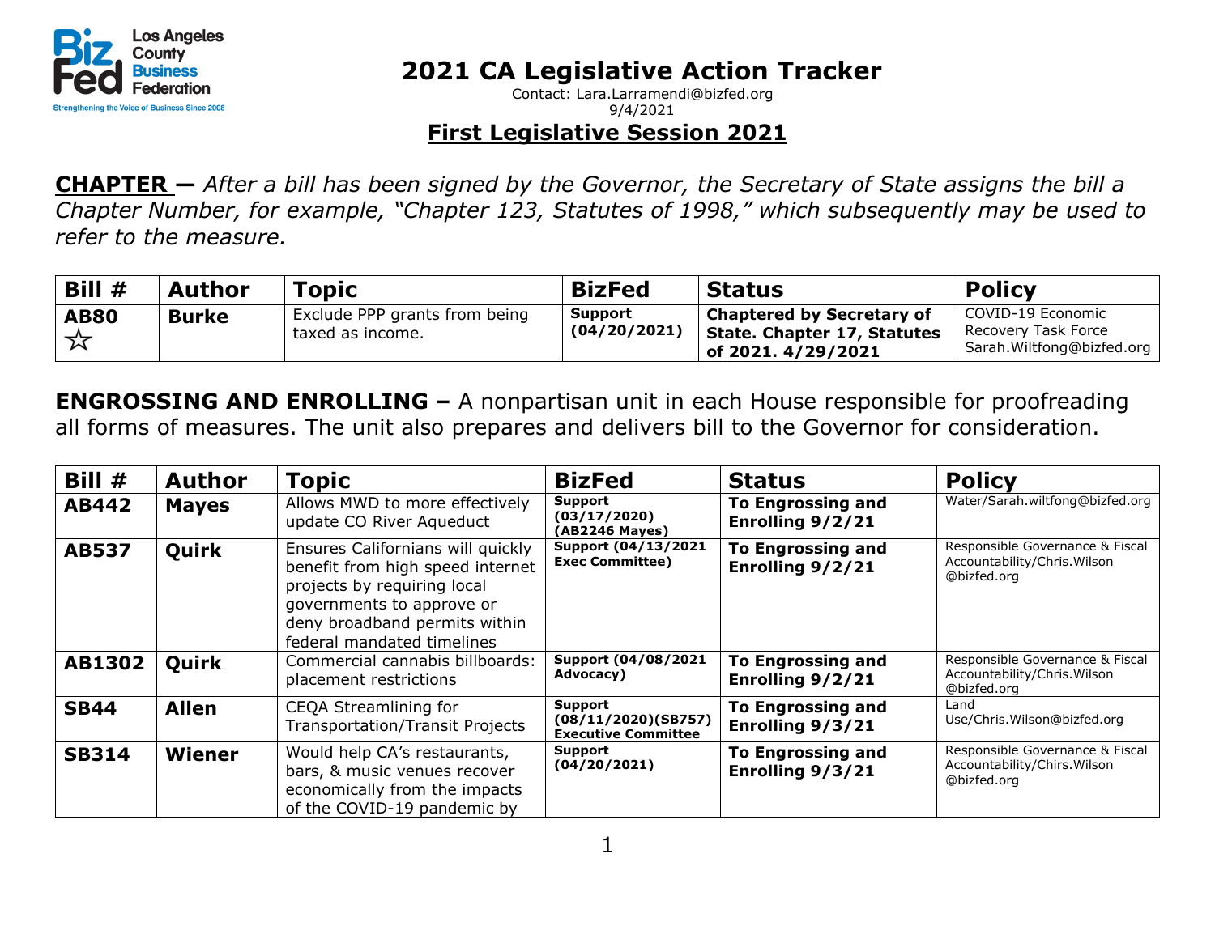Los Angeles County Business Federation
Strengthening the Voice of Business Since 2008

# 2021 CA Legislative Action Tracker

Contact: Lara.Larramendi@bizfed.org
9/4/2021

## First Legislative Session 2021

**CHAPTER —** *After a bill has been signed by the Governor, the Secretary of State assigns the bill a Chapter Number, for example, "Chapter 123, Statutes of 1998," which subsequently may be used to refer to the measure.*

| Bill # | Author | Topic | BizFed | Status | Policy |
|---|---|---|---|---|---|
| **AB80** ☆ | **Burke** | Exclude PPP grants from being taxed as income. | **Support (04/20/2021)** | **Chaptered by Secretary of State. Chapter 17, Statutes of 2021. 4/29/2021** | COVID-19 Economic Recovery Task Force Sarah.Wiltfong@bizfed.org |

**ENGROSSING AND ENROLLING –** A nonpartisan unit in each House responsible for proofreading all forms of measures. The unit also prepares and delivers bill to the Governor for consideration.

| Bill # | Author | Topic | BizFed | Status | Policy |
|---|---|---|---|---|---|
| **AB442** | **Mayes** | Allows MWD to more effectively update CO River Aqueduct | **Support (03/17/2020) (AB2246 Mayes)** | **To Engrossing and Enrolling 9/2/21** | Water/Sarah.wiltfong@bizfed.org |
| **AB537** | **Quirk** | Ensures Californians will quickly benefit from high speed internet projects by requiring local governments to approve or deny broadband permits within federal mandated timelines | **Support (04/13/2021 Exec Committee)** | **To Engrossing and Enrolling 9/2/21** | Responsible Governance & Fiscal Accountability/Chris.Wilson @bizfed.org |
| **AB1302** | **Quirk** | Commercial cannabis billboards: placement restrictions | **Support (04/08/2021 Advocacy)** | **To Engrossing and Enrolling 9/2/21** | Responsible Governance & Fiscal Accountability/Chris.Wilson @bizfed.org |
| **SB44** | **Allen** | CEQA Streamlining for Transportation/Transit Projects | **Support (08/11/2020)(SB757) Executive Committee** | **To Engrossing and Enrolling 9/3/21** | Land Use/Chris.Wilson@bizfed.org |
| **SB314** | **Wiener** | Would help CA's restaurants, bars, & music venues recover economically from the impacts of the COVID-19 pandemic by | **Support (04/20/2021)** | **To Engrossing and Enrolling 9/3/21** | Responsible Governance & Fiscal Accountability/Chirs.Wilson @bizfed.org |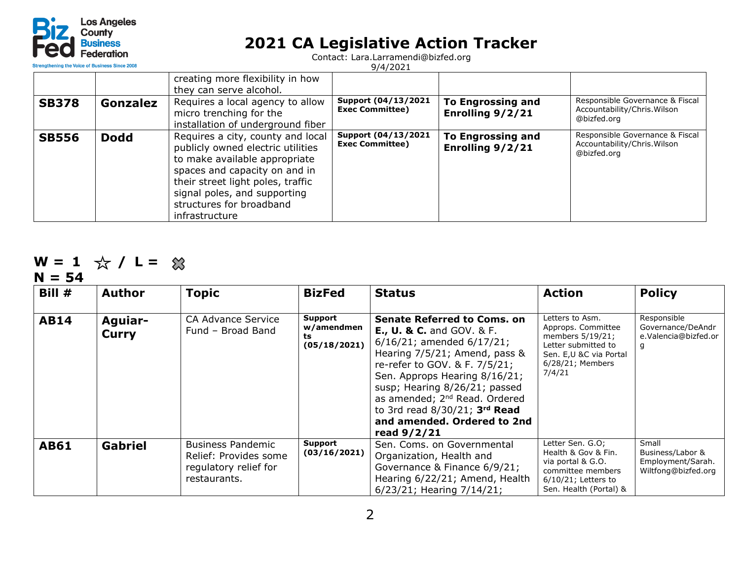# 2021 CA Legislative Action Tracker

Contact: Lara.Larramendi@bizfed.org
9/4/2021

| | | | | | |
|---|---|---|---|---|---|
| | | creating more flexibility in how they can serve alcohol. | | | |
| **SB378** | **Gonzalez** | Requires a local agency to allow micro trenching for the installation of underground fiber | **Support (04/13/2021 Exec Committee)** | **To Engrossing and Enrolling 9/2/21** | Responsible Governance & Fiscal Accountability/Chris.Wilson @bizfed.org |
| **SB556** | **Dodd** | Requires a city, county and local publicly owned electric utilities to make available appropriate spaces and capacity on and in their street light poles, traffic signal poles, and supporting structures for broadband infrastructure | **Support (04/13/2021 Exec Committee)** | **To Engrossing and Enrolling 9/2/21** | Responsible Governance & Fiscal Accountability/Chris.Wilson @bizfed.org |

**W = 1 ☆ / L = ✖**
**N = 54**

| Bill # | Author | Topic | BizFed | Status | Action | Policy |
|---|---|---|---|---|---|---|
| **AB14** | **Aguiar-Curry** | CA Advance Service Fund – Broad Band | **Support w/amendments (05/18/2021)** | **Senate Referred to Coms. on E., U. & C.** and GOV. & F. 6/16/21; amended 6/17/21; Hearing 7/5/21; Amend, pass & re-refer to GOV. & F. 7/5/21; Sen. Approps Hearing 8/16/21; susp; Hearing 8/26/21; passed as amended; 2nd Read. Ordered to 3rd read 8/30/21; **3rd Read and amended. Ordered to 2nd read 9/2/21** | Letters to Asm. Approps. Committee members 5/19/21; Letter submitted to Sen. E,U &C via Portal 6/28/21; Members 7/4/21 | Responsible Governance/DeAndre.Valencia@bizfed.org |
| **AB61** | **Gabriel** | Business Pandemic Relief: Provides some regulatory relief for restaurants. | **Support (03/16/2021)** | Sen. Coms. on Governmental Organization, Health and Governance & Finance 6/9/21; Hearing 6/22/21; Amend, Health 6/23/21; Hearing 7/14/21; | Letter Sen. G.O; Health & Gov & Fin. via portal & G.O. committee members 6/10/21; Letters to Sen. Health (Portal) & | Small Business/Labor & Employment/Sarah.Wiltfong@bizfed.org |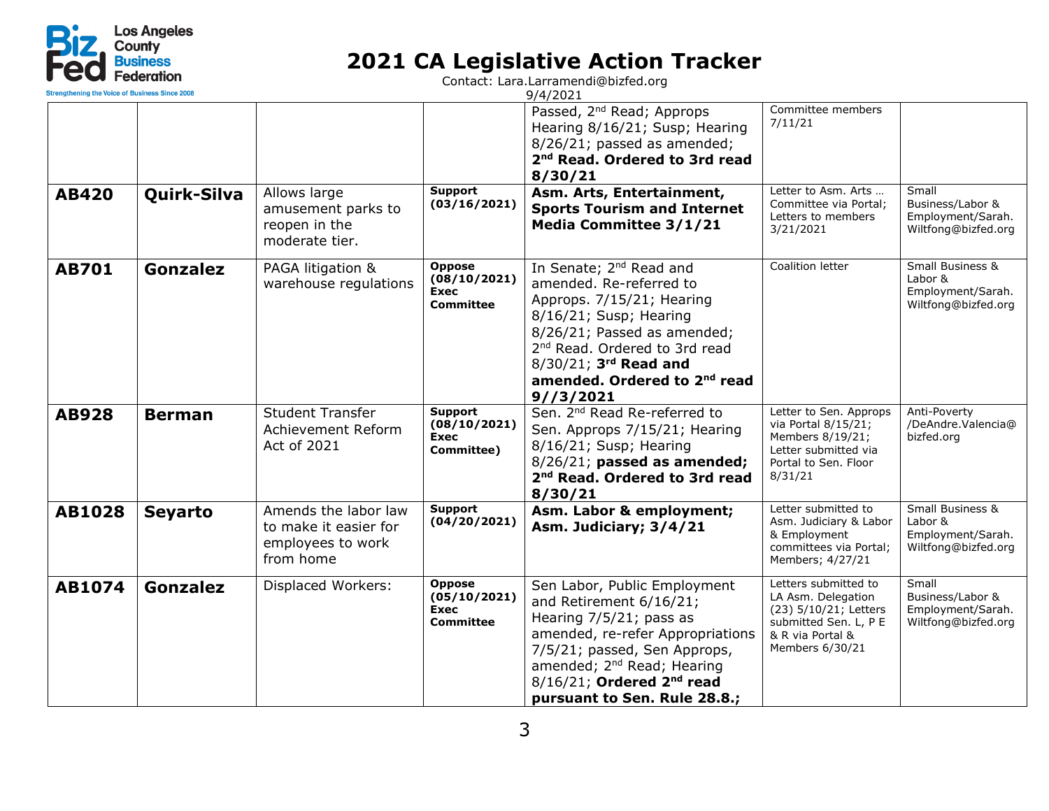# 2021 CA Legislative Action Tracker

Contact: Lara.Larramendi@bizfed.org

9/4/2021

| | | | | | | |
|---|---|---|---|---|---|---|
| | | | | Passed, 2nd Read; Approps Hearing 8/16/21; Susp; Hearing 8/26/21; passed as amended; **2nd Read. Ordered to 3rd read 8/30/21** | Committee members 7/11/21 | |
| **AB420** | **Quirk-Silva** | Allows large amusement parks to reopen in the moderate tier. | **Support (03/16/2021)** | **Asm. Arts, Entertainment, Sports Tourism and Internet Media Committee 3/1/21** | Letter to Asm. Arts … Committee via Portal; Letters to members 3/21/2021 | Small Business/Labor & Employment/Sarah.Wiltfong@bizfed.org |
| **AB701** | **Gonzalez** | PAGA litigation & warehouse regulations | **Oppose (08/10/2021) Exec Committee** | In Senate; 2nd Read and amended. Re-referred to Approps. 7/15/21; Hearing 8/16/21; Susp; Hearing 8/26/21; Passed as amended; 2nd Read. Ordered to 3rd read 8/30/21; **3rd Read and amended. Ordered to 2nd read 9//3/2021** | Coalition letter | Small Business & Labor & Employment/Sarah.Wiltfong@bizfed.org |
| **AB928** | **Berman** | Student Transfer Achievement Reform Act of 2021 | **Support (08/10/2021) Exec Committee)** | Sen. 2nd Read Re-referred to Sen. Approps 7/15/21; Hearing 8/16/21; Susp; Hearing 8/26/21; **passed as amended; 2nd Read. Ordered to 3rd read 8/30/21** | Letter to Sen. Approps via Portal 8/15/21; Members 8/19/21; Letter submitted via Portal to Sen. Floor 8/31/21 | Anti-Poverty /DeAndre.Valencia@bizfed.org |
| **AB1028** | **Seyarto** | Amends the labor law to make it easier for employees to work from home | **Support (04/20/2021)** | **Asm. Labor & employment; Asm. Judiciary; 3/4/21** | Letter submitted to Asm. Judiciary & Labor & Employment committees via Portal; Members; 4/27/21 | Small Business & Labor & Employment/Sarah.Wiltfong@bizfed.org |
| **AB1074** | **Gonzalez** | Displaced Workers: | **Oppose (05/10/2021) Exec Committee** | Sen Labor, Public Employment and Retirement 6/16/21; Hearing 7/5/21; pass as amended, re-refer Appropriations 7/5/21; passed, Sen Approps, amended; 2nd Read; Hearing 8/16/21; **Ordered 2nd read pursuant to Sen. Rule 28.8.;** | Letters submitted to LA Asm. Delegation (23) 5/10/21; Letters submitted Sen. L, P E & R via Portal & Members 6/30/21 | Small Business/Labor & Employment/Sarah.Wiltfong@bizfed.org |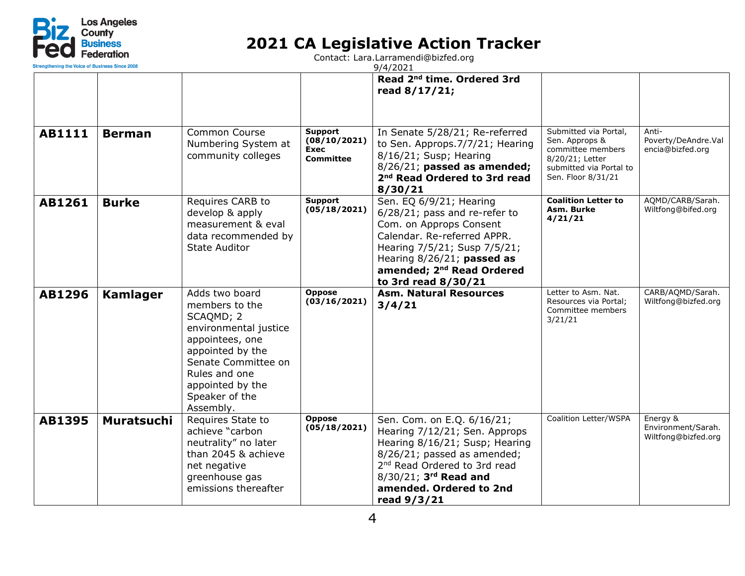# 2021 CA Legislative Action Tracker

Contact: Lara.Larramendi@bizfed.org

9/4/2021

| | | | | | | |
|---|---|---|---|---|---|---|
| | | | | **Read 2nd time. Ordered 3rd read 8/17/21;** | | |
| **AB1111** | **Berman** | Common Course Numbering System at community colleges | **Support (08/10/2021) Exec Committee** | In Senate 5/28/21; Re-referred to Sen. Approps.7/7/21; Hearing 8/16/21; Susp; Hearing 8/26/21; **passed as amended; 2nd Read Ordered to 3rd read 8/30/21** | Submitted via Portal, Sen. Approps & committee members 8/20/21; Letter submitted via Portal to Sen. Floor 8/31/21 | Anti-Poverty/DeAndre.Valencia@bizfed.org |
| **AB1261** | **Burke** | Requires CARB to develop & apply measurement & eval data recommended by State Auditor | **Support (05/18/2021)** | Sen. EQ 6/9/21; Hearing 6/28/21; pass and re-refer to Com. on Approps Consent Calendar. Re-referred APPR. Hearing 7/5/21; Susp 7/5/21; Hearing 8/26/21; **passed as amended; 2nd Read Ordered to 3rd read 8/30/21** | **Coalition Letter to Asm. Burke 4/21/21** | AQMD/CARB/Sarah.Wiltfong@bifed.org |
| **AB1296** | **Kamlager** | Adds two board members to the SCAQMD; 2 environmental justice appointees, one appointed by the Senate Committee on Rules and one appointed by the Speaker of the Assembly. | **Oppose (03/16/2021)** | **Asm. Natural Resources 3/4/21** | Letter to Asm. Nat. Resources via Portal; Committee members 3/21/21 | CARB/AQMD/Sarah.Wiltfong@bizfed.org |
| **AB1395** | **Muratsuchi** | Requires State to achieve "carbon neutrality" no later than 2045 & achieve net negative greenhouse gas emissions thereafter | **Oppose (05/18/2021)** | Sen. Com. on E.Q. 6/16/21; Hearing 7/12/21; Sen. Approps Hearing 8/16/21; Susp; Hearing 8/26/21; passed as amended; 2nd Read Ordered to 3rd read 8/30/21; **3rd Read and amended. Ordered to 2nd read 9/3/21** | Coalition Letter/WSPA | Energy & Environment/Sarah.Wiltfong@bizfed.org |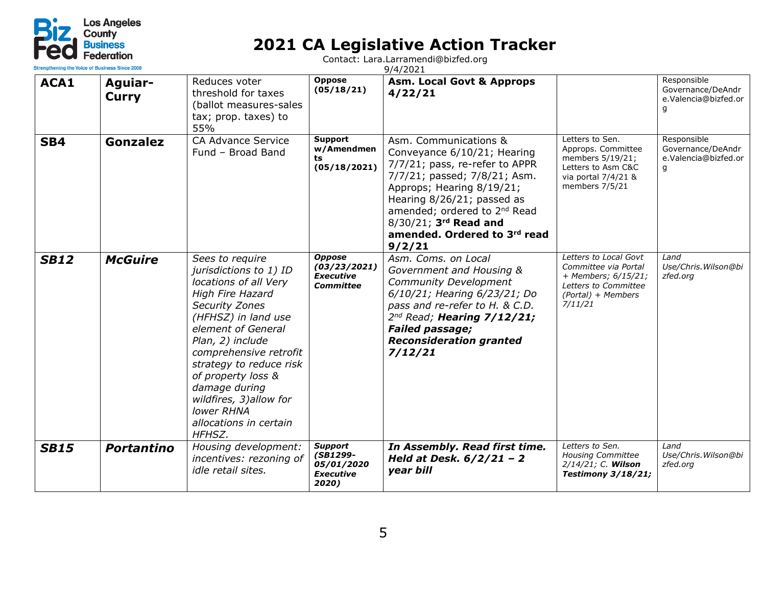# 2021 CA Legislative Action Tracker

Contact: Lara.Larramendi@bizfed.org

9/4/2021

| | | | | | | |
|---|---|---|---|---|---|---|
| **ACA1** | **Aguiar-Curry** | Reduces voter threshold for taxes (ballot measures-sales tax; prop. taxes) to 55% | **Oppose (05/18/21)** | **Asm. Local Govt & Approps 4/22/21** | | Responsible Governance/DeAndre.Valencia@bizfed.org |
| **SB4** | **Gonzalez** | CA Advance Service Fund – Broad Band | **Support w/Amendments (05/18/2021)** | Asm. Communications & Conveyance 6/10/21; Hearing 7/7/21; pass, re-refer to APPR 7/7/21; passed; 7/8/21; Asm. Approps; Hearing 8/19/21; Hearing 8/26/21; passed as amended; ordered to 2nd Read 8/30/21; **3rd Read and amended. Ordered to 3rd read 9/2/21** | Letters to Sen. Approps. Committee members 5/19/21; Letters to Asm C&C via portal 7/4/21 & members 7/5/21 | Responsible Governance/DeAndre.Valencia@bizfed.org |
| ***SB12*** | ***McGuire*** | *Sees to require jurisdictions to 1) ID locations of all Very High Fire Hazard Security Zones (HFHSZ) in land use element of General Plan, 2) include comprehensive retrofit strategy to reduce risk of property loss & damage during wildfires, 3)allow for lower RHNA allocations in certain HFHSZ.* | ***Oppose (03/23/2021) Executive Committee*** | *Asm. Coms. on Local Government and Housing & Community Development 6/10/21; Hearing 6/23/21; Do pass and re-refer to H. & C.D. 2nd Read;* ***Hearing 7/12/21; Failed passage; Reconsideration granted 7/12/21*** | *Letters to Local Govt Committee via Portal + Members; 6/15/21; Letters to Committee (Portal) + Members 7/11/21* | *Land Use/Chris.Wilson@bizfed.org* |
| ***SB15*** | ***Portantino*** | *Housing development: incentives: rezoning of idle retail sites.* | ***Support (SB1299-05/01/2020 Executive 2020)*** | ***In Assembly. Read first time. Held at Desk. 6/2/21 – 2 year bill*** | *Letters to Sen. Housing Committee 2/14/21; C.* ***Wilson Testimony 3/18/21;*** | *Land Use/Chris.Wilson@bizfed.org* |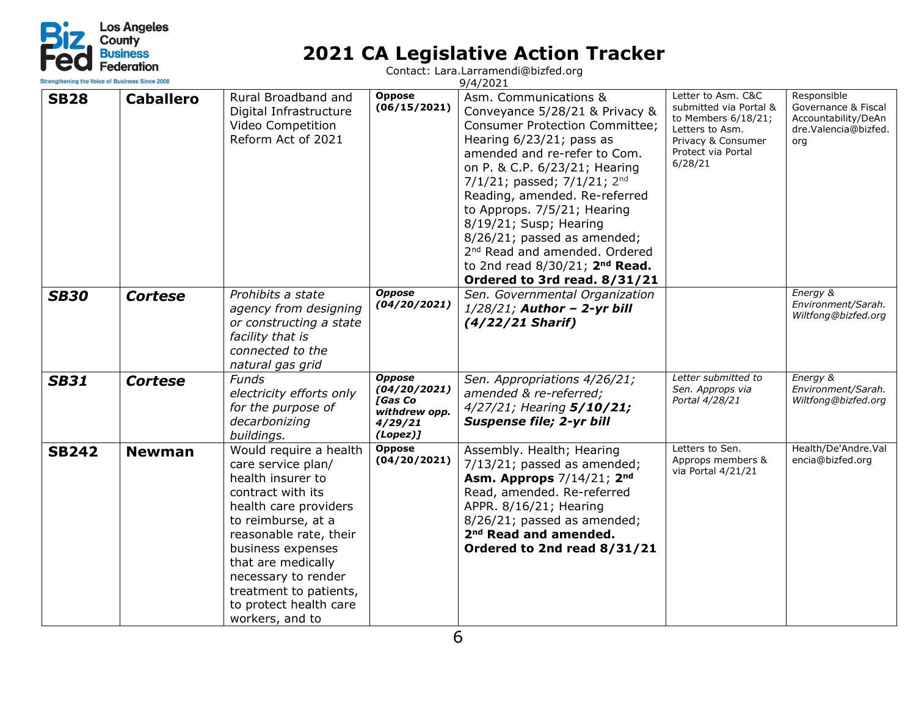# 2021 CA Legislative Action Tracker

Contact: Lara.Larramendi@bizfed.org

9/4/2021

| | | | | | | |
|---|---|---|---|---|---|---|
| **SB28** | **Caballero** | Rural Broadband and Digital Infrastructure Video Competition Reform Act of 2021 | **Oppose (06/15/2021)** | Asm. Communications & Conveyance 5/28/21 & Privacy & Consumer Protection Committee; Hearing 6/23/21; pass as amended and re-refer to Com. on P. & C.P. 6/23/21; Hearing 7/1/21; passed; 7/1/21; 2nd Reading, amended. Re-referred to Approps. 7/5/21; Hearing 8/19/21; Susp; Hearing 8/26/21; passed as amended; 2nd Read and amended. Ordered to 2nd read 8/30/21; **2nd Read. Ordered to 3rd read. 8/31/21** | Letter to Asm. C&C submitted via Portal & to Members 6/18/21; Letters to Asm. Privacy & Consumer Protect via Portal 6/28/21 | Responsible Governance & Fiscal Accountability/DeAndre.Valencia@bizfed.org |
| ***SB30*** | ***Cortese*** | *Prohibits a state agency from designing or constructing a state facility that is connected to the natural gas grid* | ***Oppose (04/20/2021)*** | *Sen. Governmental Organization 1/28/21;* ***Author – 2-yr bill (4/22/21 Sharif)*** | | *Energy & Environment/Sarah.Wiltfong@bizfed.org* |
| ***SB31*** | ***Cortese*** | *Funds electricity efforts only for the purpose of decarbonizing buildings.* | ***Oppose (04/20/2021) [Gas Co withdrew opp. 4/29/21 (Lopez)]*** | *Sen. Appropriations 4/26/21; amended & re-referred; 4/27/21; Hearing* ***5/10/21; Suspense file; 2-yr bill*** | *Letter submitted to Sen. Approps via Portal 4/28/21* | *Energy & Environment/Sarah.Wiltfong@bizfed.org* |
| **SB242** | **Newman** | Would require a health care service plan/ health insurer to contract with its health care providers to reimburse, at a reasonable rate, their business expenses that are medically necessary to render treatment to patients, to protect health care workers, and to | **Oppose (04/20/2021)** | Assembly. Health; Hearing 7/13/21; passed as amended; **Asm. Approps** 7/14/21; **2nd** Read, amended. Re-referred APPR. 8/16/21; Hearing 8/26/21; passed as amended; **2nd Read and amended. Ordered to 2nd read 8/31/21** | Letters to Sen. Approps members & via Portal 4/21/21 | Health/De'Andre.Valencia@bizfed.org |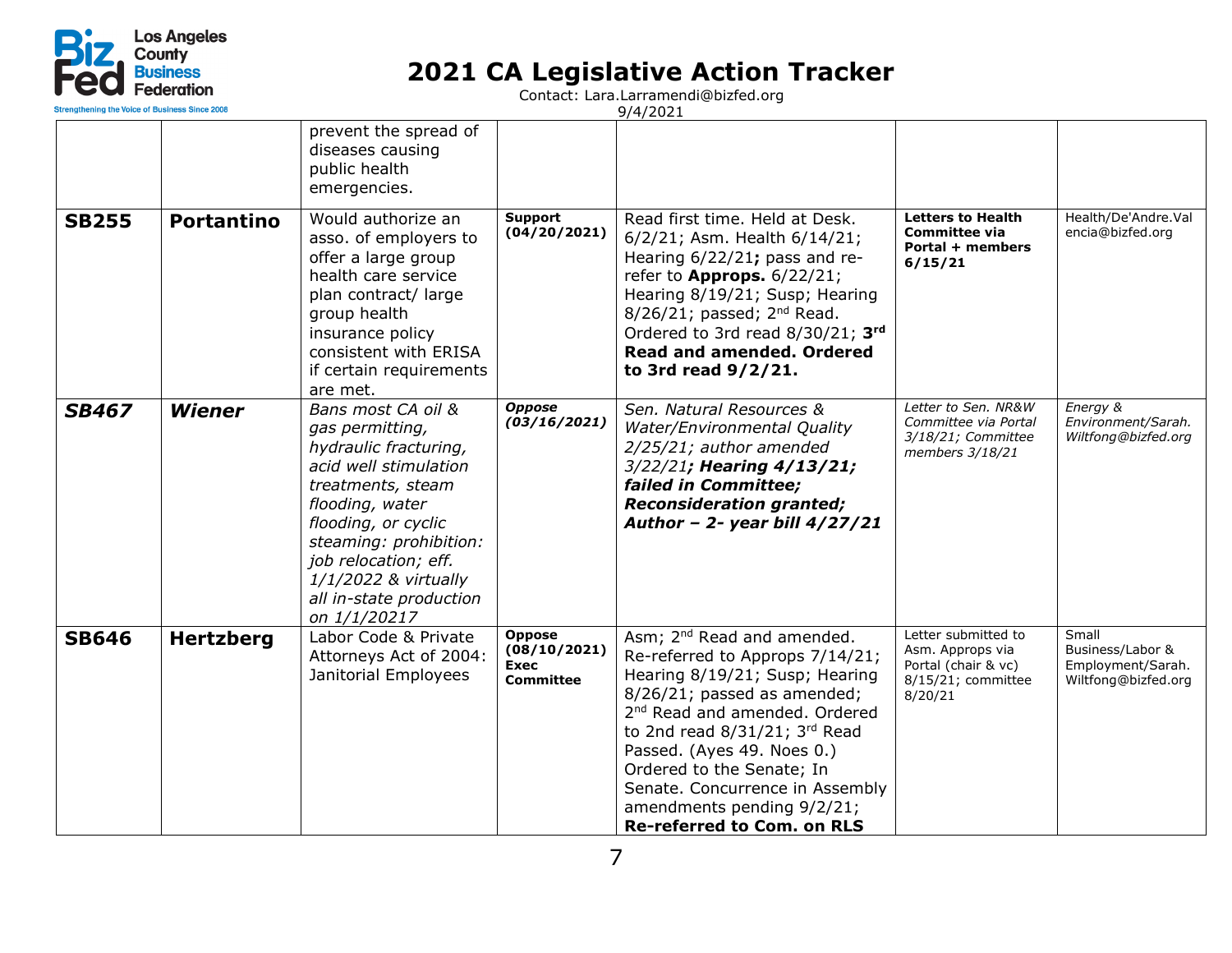# 2021 CA Legislative Action Tracker

Contact: Lara.Larramendi@bizfed.org

9/4/2021

| | | | | | | |
|---|---|---|---|---|---|---|
| | | prevent the spread of diseases causing public health emergencies. | | | | |
| **SB255** | **Portantino** | Would authorize an asso. of employers to offer a large group health care service plan contract/ large group health insurance policy consistent with ERISA if certain requirements are met. | **Support (04/20/2021)** | Read first time. Held at Desk. 6/2/21; Asm. Health 6/14/21; Hearing 6/22/21**;** pass and re-refer to **Approps.** 6/22/21; Hearing 8/19/21; Susp; Hearing 8/26/21; passed; 2nd Read. Ordered to 3rd read 8/30/21; **3rd Read and amended. Ordered to 3rd read 9/2/21.** | **Letters to Health Committee via Portal + members 6/15/21** | Health/De'Andre.Valencia@bizfed.org |
| ***SB467*** | ***Wiener*** | *Bans most CA oil & gas permitting, hydraulic fracturing, acid well stimulation treatments, steam flooding, water flooding, or cyclic steaming: prohibition: job relocation; eff. 1/1/2022 & virtually all in-state production on 1/1/20217* | ***Oppose (03/16/2021)*** | *Sen. Natural Resources & Water/Environmental Quality 2/25/21; author amended 3/22/21**; Hearing 4/13/21; failed in Committee; Reconsideration granted; Author – 2- year bill 4/27/21*** | *Letter to Sen. NR&W Committee via Portal 3/18/21; Committee members 3/18/21* | *Energy & Environment/Sarah.Wiltfong@bizfed.org* |
| **SB646** | **Hertzberg** | Labor Code & Private Attorneys Act of 2004: Janitorial Employees | **Oppose (08/10/2021) Exec Committee** | Asm; 2nd Read and amended. Re-referred to Approps 7/14/21; Hearing 8/19/21; Susp; Hearing 8/26/21; passed as amended; 2nd Read and amended. Ordered to 2nd read 8/31/21; 3rd Read Passed. (Ayes 49. Noes 0.) Ordered to the Senate; In Senate. Concurrence in Assembly amendments pending 9/2/21; **Re-referred to Com. on RLS** | Letter submitted to Asm. Approps via Portal (chair & vc) 8/15/21; committee 8/20/21 | Small Business/Labor & Employment/Sarah.Wiltfong@bizfed.org |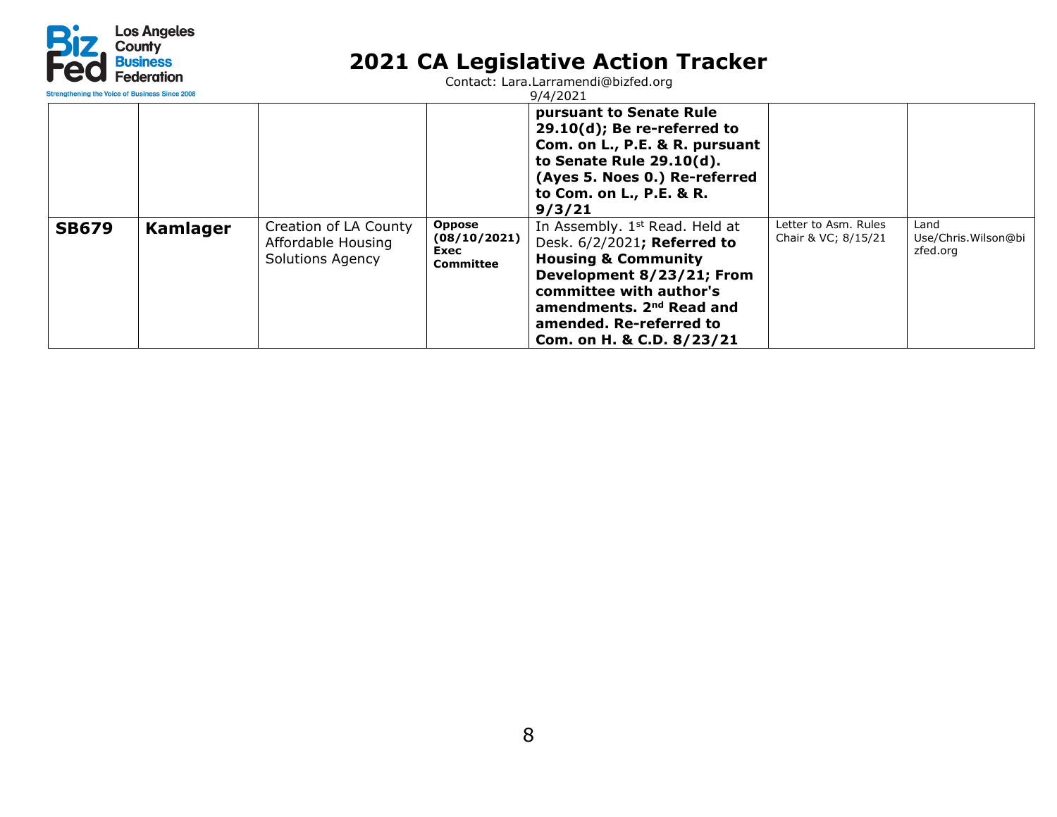# 2021 CA Legislative Action Tracker

Contact: Lara.Larramendi@bizfed.org
9/4/2021

| | | | | | | |
|---|---|---|---|---|---|---|
| | | | | **pursuant to Senate Rule 29.10(d); Be re-referred to Com. on L., P.E. & R. pursuant to Senate Rule 29.10(d). (Ayes 5. Noes 0.) Re-referred to Com. on L., P.E. & R. 9/3/21** | | |
| **SB679** | **Kamlager** | Creation of LA County Affordable Housing Solutions Agency | **Oppose (08/10/2021) Exec Committee** | In Assembly. 1st Read. Held at Desk. 6/2/2021**; Referred to Housing & Community Development 8/23/21; From committee with author's amendments. 2nd Read and amended. Re-referred to Com. on H. & C.D. 8/23/21** | Letter to Asm. Rules Chair & VC; 8/15/21 | Land Use/Chris.Wilson@bizfed.org |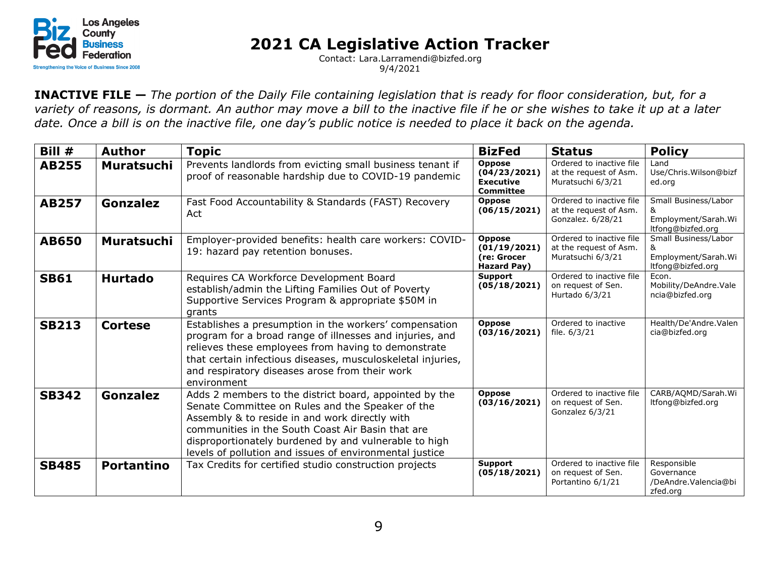# 2021 CA Legislative Action Tracker

Contact: Lara.Larramendi@bizfed.org
9/4/2021

**INACTIVE FILE —** *The portion of the Daily File containing legislation that is ready for floor consideration, but, for a variety of reasons, is dormant. An author may move a bill to the inactive file if he or she wishes to take it up at a later date. Once a bill is on the inactive file, one day's public notice is needed to place it back on the agenda.*

| Bill # | Author | Topic | BizFed | Status | Policy |
|---|---|---|---|---|---|
| **AB255** | **Muratsuchi** | Prevents landlords from evicting small business tenant if proof of reasonable hardship due to COVID-19 pandemic | **Oppose (04/23/2021) Executive Committee** | Ordered to inactive file at the request of Asm. Muratsuchi 6/3/21 | Land Use/Chris.Wilson@bizfed.org |
| **AB257** | **Gonzalez** | Fast Food Accountability & Standards (FAST) Recovery Act | **Oppose (06/15/2021)** | Ordered to inactive file at the request of Asm. Gonzalez. 6/28/21 | Small Business/Labor & Employment/Sarah.Wiltfong@bizfed.org |
| **AB650** | **Muratsuchi** | Employer-provided benefits: health care workers: COVID-19: hazard pay retention bonuses. | **Oppose (01/19/2021) (re: Grocer Hazard Pay)** | Ordered to inactive file at the request of Asm. Muratsuchi 6/3/21 | Small Business/Labor & Employment/Sarah.Wiltfong@bizfed.org |
| **SB61** | **Hurtado** | Requires CA Workforce Development Board establish/admin the Lifting Families Out of Poverty Supportive Services Program & appropriate $50M in grants | **Support (05/18/2021)** | Ordered to inactive file on request of Sen. Hurtado 6/3/21 | Econ. Mobility/DeAndre.Valencia@bizfed.org |
| **SB213** | **Cortese** | Establishes a presumption in the workers' compensation program for a broad range of illnesses and injuries, and relieves these employees from having to demonstrate that certain infectious diseases, musculoskeletal injuries, and respiratory diseases arose from their work environment | **Oppose (03/16/2021)** | Ordered to inactive file. 6/3/21 | Health/De'Andre.Valencia@bizfed.org |
| **SB342** | **Gonzalez** | Adds 2 members to the district board, appointed by the Senate Committee on Rules and the Speaker of the Assembly & to reside in and work directly with communities in the South Coast Air Basin that are disproportionately burdened by and vulnerable to high levels of pollution and issues of environmental justice | **Oppose (03/16/2021)** | Ordered to inactive file on request of Sen. Gonzalez 6/3/21 | CARB/AQMD/Sarah.Wiltfong@bizfed.org |
| **SB485** | **Portantino** | Tax Credits for certified studio construction projects | **Support (05/18/2021)** | Ordered to inactive file on request of Sen. Portantino 6/1/21 | Responsible Governance /DeAndre.Valencia@bizfed.org |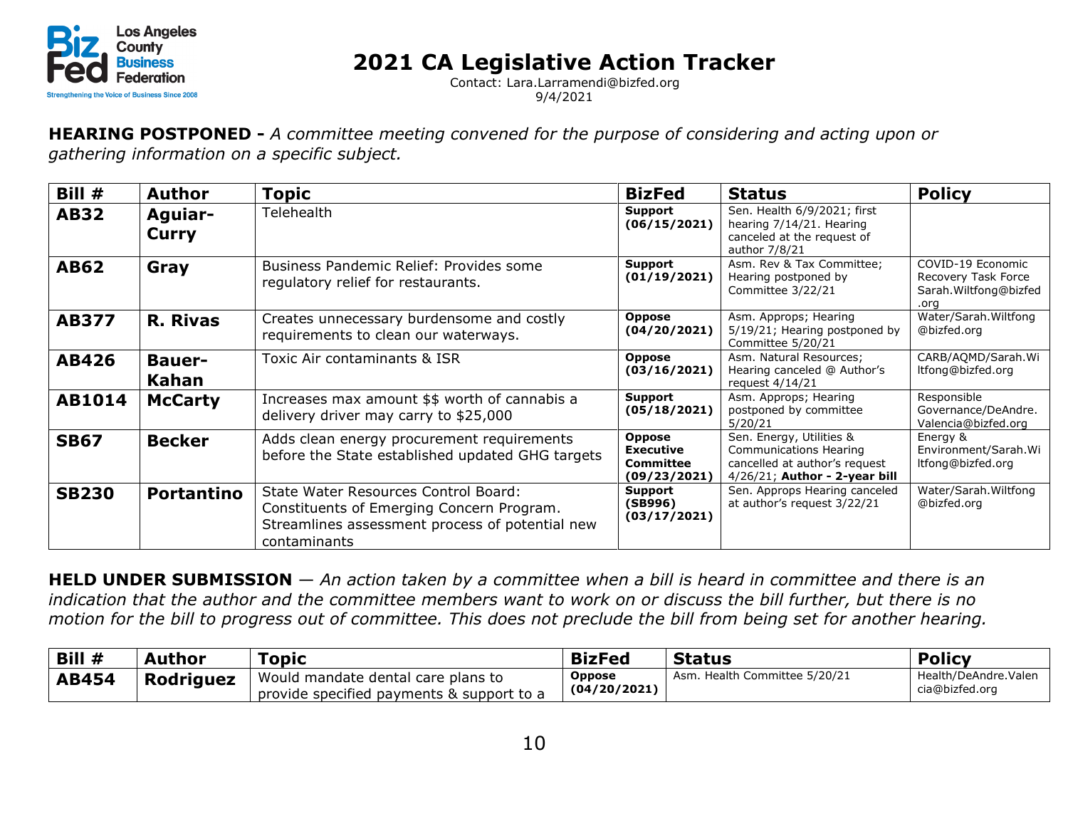# 2021 CA Legislative Action Tracker

Contact: Lara.Larramendi@bizfed.org
9/4/2021

**HEARING POSTPONED -** *A committee meeting convened for the purpose of considering and acting upon or gathering information on a specific subject.*

| Bill # | Author | Topic | BizFed | Status | Policy |
|---|---|---|---|---|---|
| **AB32** | **Aguiar-Curry** | Telehealth | **Support (06/15/2021)** | Sen. Health 6/9/2021; first hearing 7/14/21. Hearing canceled at the request of author 7/8/21 | |
| **AB62** | **Gray** | Business Pandemic Relief: Provides some regulatory relief for restaurants. | **Support (01/19/2021)** | Asm. Rev & Tax Committee; Hearing postponed by Committee 3/22/21 | COVID-19 Economic Recovery Task Force Sarah.Wiltfong@bizfed.org |
| **AB377** | **R. Rivas** | Creates unnecessary burdensome and costly requirements to clean our waterways. | **Oppose (04/20/2021)** | Asm. Approps; Hearing 5/19/21; Hearing postponed by Committee 5/20/21 | Water/Sarah.Wiltfong@bizfed.org |
| **AB426** | **Bauer-Kahan** | Toxic Air contaminants & ISR | **Oppose (03/16/2021)** | Asm. Natural Resources; Hearing canceled @ Author's request 4/14/21 | CARB/AQMD/Sarah.Wiltfong@bizfed.org |
| **AB1014** | **McCarty** | Increases max amount $$ worth of cannabis a delivery driver may carry to $25,000 | **Support (05/18/2021)** | Asm. Approps; Hearing postponed by committee 5/20/21 | Responsible Governance/DeAndre.Valencia@bizfed.org |
| **SB67** | **Becker** | Adds clean energy procurement requirements before the State established updated GHG targets | **Oppose Executive Committee (09/23/2021)** | Sen. Energy, Utilities & Communications Hearing cancelled at author's request 4/26/21; **Author - 2-year bill** | Energy & Environment/Sarah.Wiltfong@bizfed.org |
| **SB230** | **Portantino** | State Water Resources Control Board: Constituents of Emerging Concern Program. Streamlines assessment process of potential new contaminants | **Support (SB996) (03/17/2021)** | Sen. Approps Hearing canceled at author's request 3/22/21 | Water/Sarah.Wiltfong@bizfed.org |

**HELD UNDER SUBMISSION** — *An action taken by a committee when a bill is heard in committee and there is an indication that the author and the committee members want to work on or discuss the bill further, but there is no motion for the bill to progress out of committee. This does not preclude the bill from being set for another hearing.*

| Bill # | Author | Topic | BizFed | Status | Policy |
|---|---|---|---|---|---|
| **AB454** | **Rodriguez** | Would mandate dental care plans to provide specified payments & support to a | **Oppose (04/20/2021)** | Asm. Health Committee 5/20/21 | Health/DeAndre.Valencia@bizfed.org |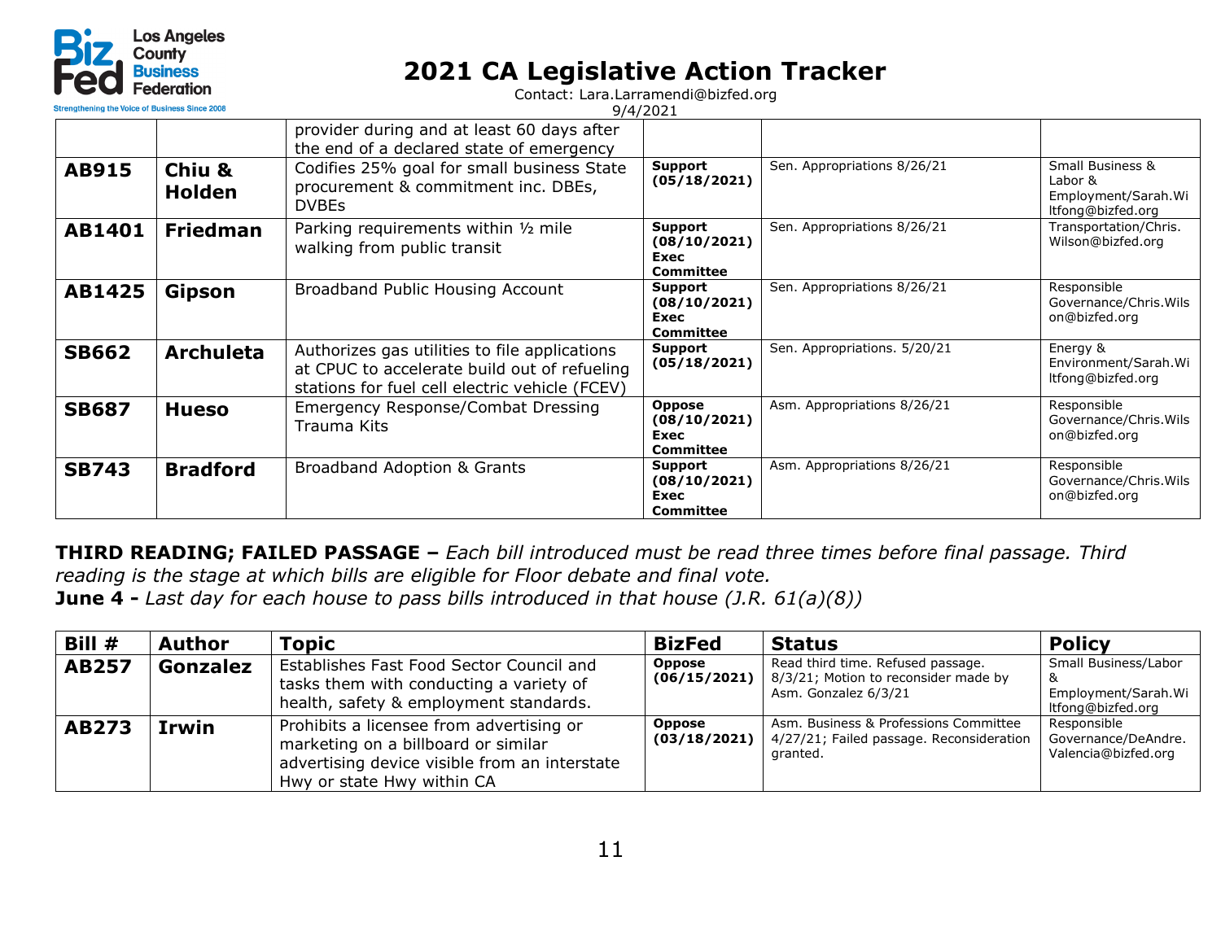| | | | | | |
|---|---|---|---|---|---|
| | | provider during and at least 60 days after the end of a declared state of emergency | | | |
| **AB915** | **Chiu & Holden** | Codifies 25% goal for small business State procurement & commitment inc. DBEs, DVBEs | **Support (05/18/2021)** | Sen. Appropriations 8/26/21 | Small Business & Labor & Employment/Sarah.Wiltfong@bizfed.org |
| **AB1401** | **Friedman** | Parking requirements within ½ mile walking from public transit | **Support (08/10/2021) Exec Committee** | Sen. Appropriations 8/26/21 | Transportation/Chris.Wilson@bizfed.org |
| **AB1425** | **Gipson** | Broadband Public Housing Account | **Support (08/10/2021) Exec Committee** | Sen. Appropriations 8/26/21 | Responsible Governance/Chris.Wilson@bizfed.org |
| **SB662** | **Archuleta** | Authorizes gas utilities to file applications at CPUC to accelerate build out of refueling stations for fuel cell electric vehicle (FCEV) | **Support (05/18/2021)** | Sen. Appropriations. 5/20/21 | Energy & Environment/Sarah.Wiltfong@bizfed.org |
| **SB687** | **Hueso** | Emergency Response/Combat Dressing Trauma Kits | **Oppose (08/10/2021) Exec Committee** | Asm. Appropriations 8/26/21 | Responsible Governance/Chris.Wilson@bizfed.org |
| **SB743** | **Bradford** | Broadband Adoption & Grants | **Support (08/10/2021) Exec Committee** | Asm. Appropriations 8/26/21 | Responsible Governance/Chris.Wilson@bizfed.org |

**THIRD READING; FAILED PASSAGE –** *Each bill introduced must be read three times before final passage. Third reading is the stage at which bills are eligible for Floor debate and final vote.*
**June 4 -** *Last day for each house to pass bills introduced in that house (J.R. 61(a)(8))*

| Bill # | Author | Topic | BizFed | Status | Policy |
|---|---|---|---|---|---|
| **AB257** | **Gonzalez** | Establishes Fast Food Sector Council and tasks them with conducting a variety of health, safety & employment standards. | **Oppose (06/15/2021)** | Read third time. Refused passage. 8/3/21; Motion to reconsider made by Asm. Gonzalez 6/3/21 | Small Business/Labor & Employment/Sarah.Wiltfong@bizfed.org |
| **AB273** | **Irwin** | Prohibits a licensee from advertising or marketing on a billboard or similar advertising device visible from an interstate Hwy or state Hwy within CA | **Oppose (03/18/2021)** | Asm. Business & Professions Committee 4/27/21; Failed passage. Reconsideration granted. | Responsible Governance/DeAndre.Valencia@bizfed.org |